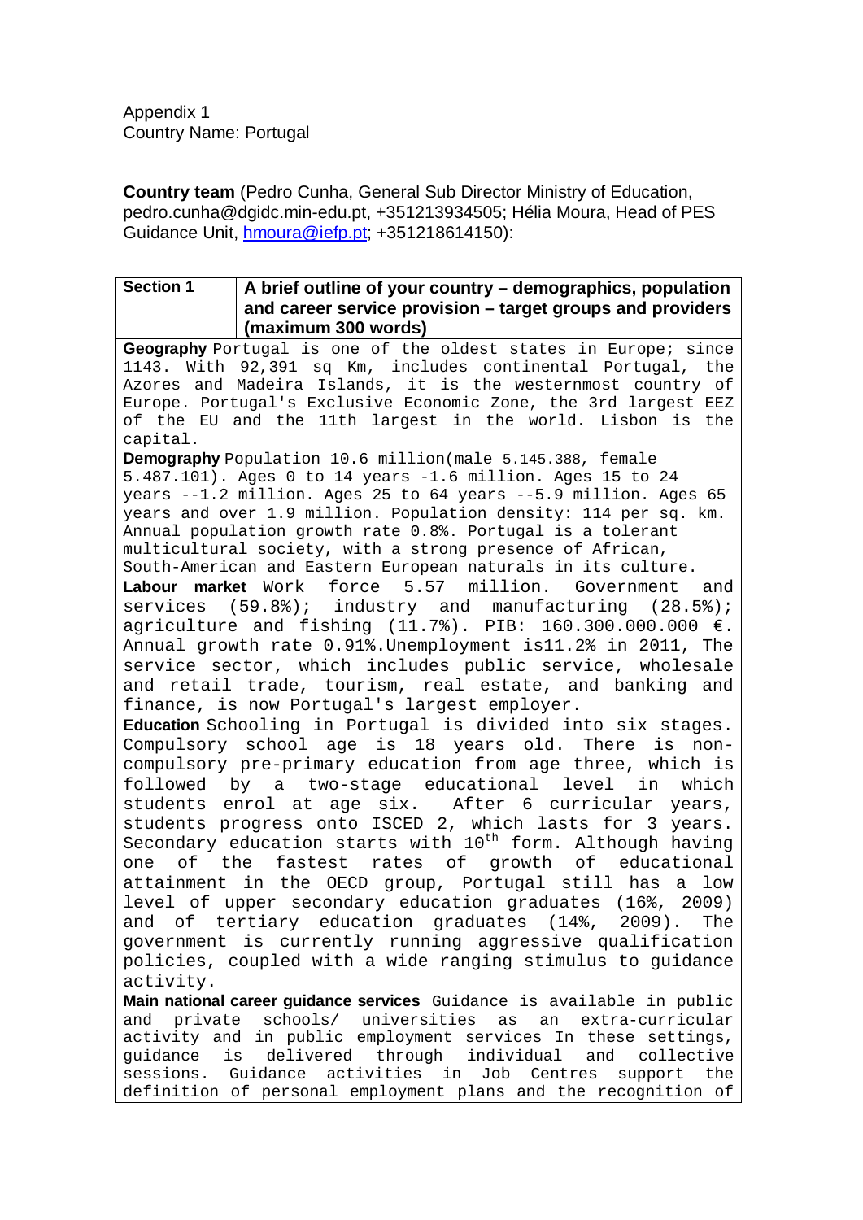Appendix 1
Country Name: Portugal

**Country team** (Pedro Cunha, General Sub Director Ministry of Education, pedro.cunha@dgidc.min-edu.pt, +351213934505; Hélia Moura, Head of PES Guidance Unit, hmoura@iefp.pt; +351218614150):

| Section 1 | A brief outline of your country – demographics, population and career service provision – target groups and providers (maximum 300 words) |
|---|---|
| **Geography** Portugal is one of the oldest states in Europe; since 1143. With 92,391 sq Km, includes continental Portugal, the Azores and Madeira Islands, it is the westernmost country of Europe. Portugal's Exclusive Economic Zone, the 3rd largest EEZ of the EU and the 11th largest in the world. Lisbon is the capital.<br>**Demography** Population 10.6 million(male 5.145.388, female 5.487.101). Ages 0 to 14 years -1.6 million. Ages 15 to 24 years --1.2 million. Ages 25 to 64 years --5.9 million. Ages 65 years and over 1.9 million. Population density: 114 per sq. km. Annual population growth rate 0.8%. Portugal is a tolerant multicultural society, with a strong presence of African, South-American and Eastern European naturals in its culture.<br>**Labour market** Work force 5.57 million. Government and services (59.8%); industry and manufacturing (28.5%); agriculture and fishing (11.7%). PIB: 160.300.000.000 €. Annual growth rate 0.91%.Unemployment is11.2% in 2011, The service sector, which includes public service, wholesale and retail trade, tourism, real estate, and banking and finance, is now Portugal's largest employer.<br>**Education** Schooling in Portugal is divided into six stages. Compulsory school age is 18 years old. There is non-compulsory pre-primary education from age three, which is followed by a two-stage educational level in which students enrol at age six. After 6 curricular years, students progress onto ISCED 2, which lasts for 3 years. Secondary education starts with 10th form. Although having one of the fastest rates of growth of educational attainment in the OECD group, Portugal still has a low level of upper secondary education graduates (16%, 2009) and of tertiary education graduates (14%, 2009). The government is currently running aggressive qualification policies, coupled with a wide ranging stimulus to guidance activity.<br>**Main national career guidance services** Guidance is available in public and private schools/ universities as an extra-curricular activity and in public employment services In these settings, guidance is delivered through individual and collective sessions. Guidance activities in Job Centres support the definition of personal employment plans and the recognition of | |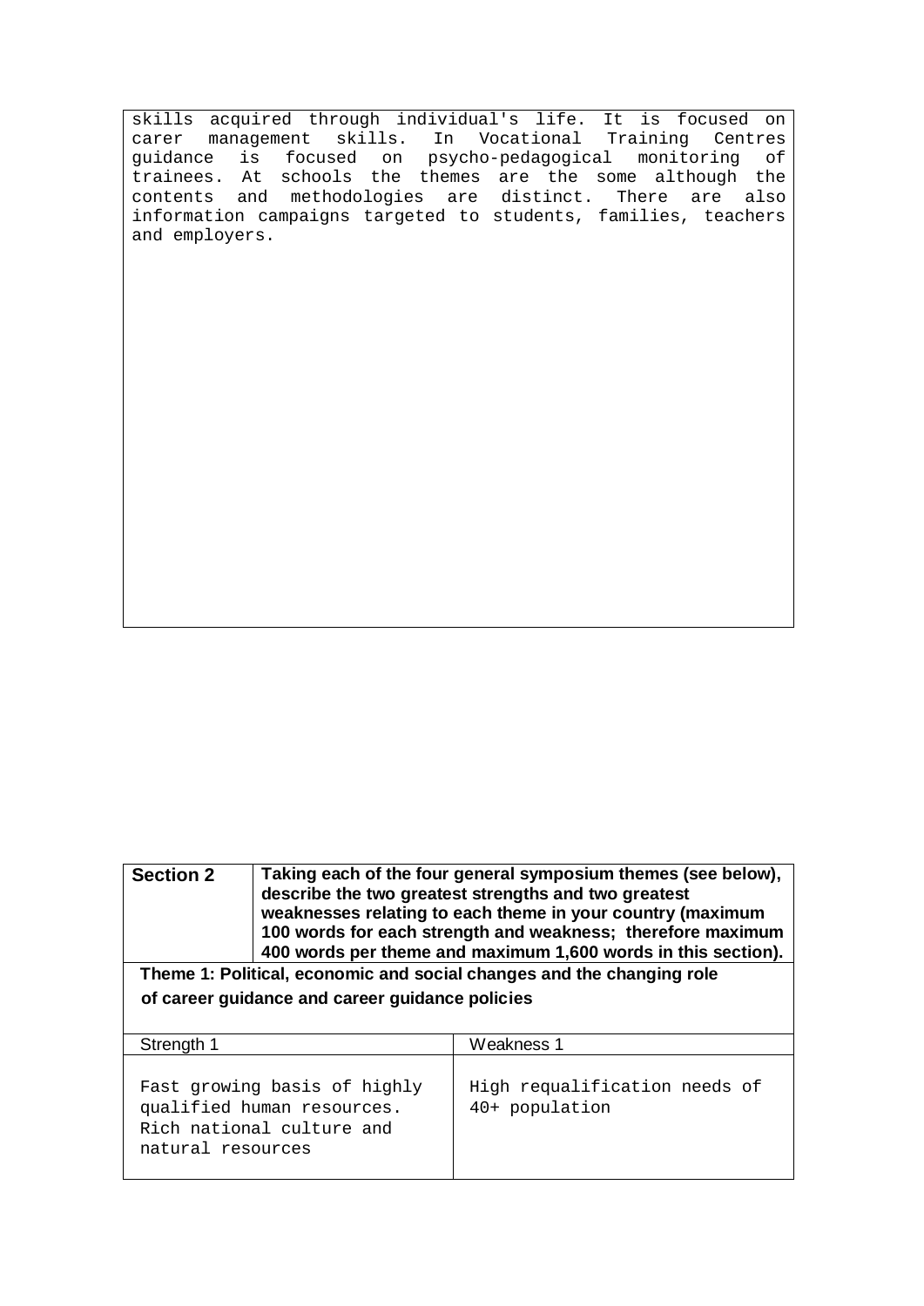skills acquired through individual's life. It is focused on carer management skills. In Vocational Training Centres guidance is focused on psycho-pedagogical monitoring of trainees. At schools the themes are the some although the contents and methodologies are distinct. There are also information campaigns targeted to students, families, teachers and employers.

| **Section 2** | **Taking each of the four general symposium themes (see below), describe the two greatest strengths and two greatest weaknesses relating to each theme in your country (maximum 100 words for each strength and weakness; therefore maximum 400 words per theme and maximum 1,600 words in this section).** |
|---|---|

**Theme 1: Political, economic and social changes and the changing role of career guidance and career guidance policies**

| Strength 1 | Weakness 1 |
|---|---|
| Fast growing basis of highly qualified human resources. Rich national culture and natural resources | High requalification needs of 40+ population |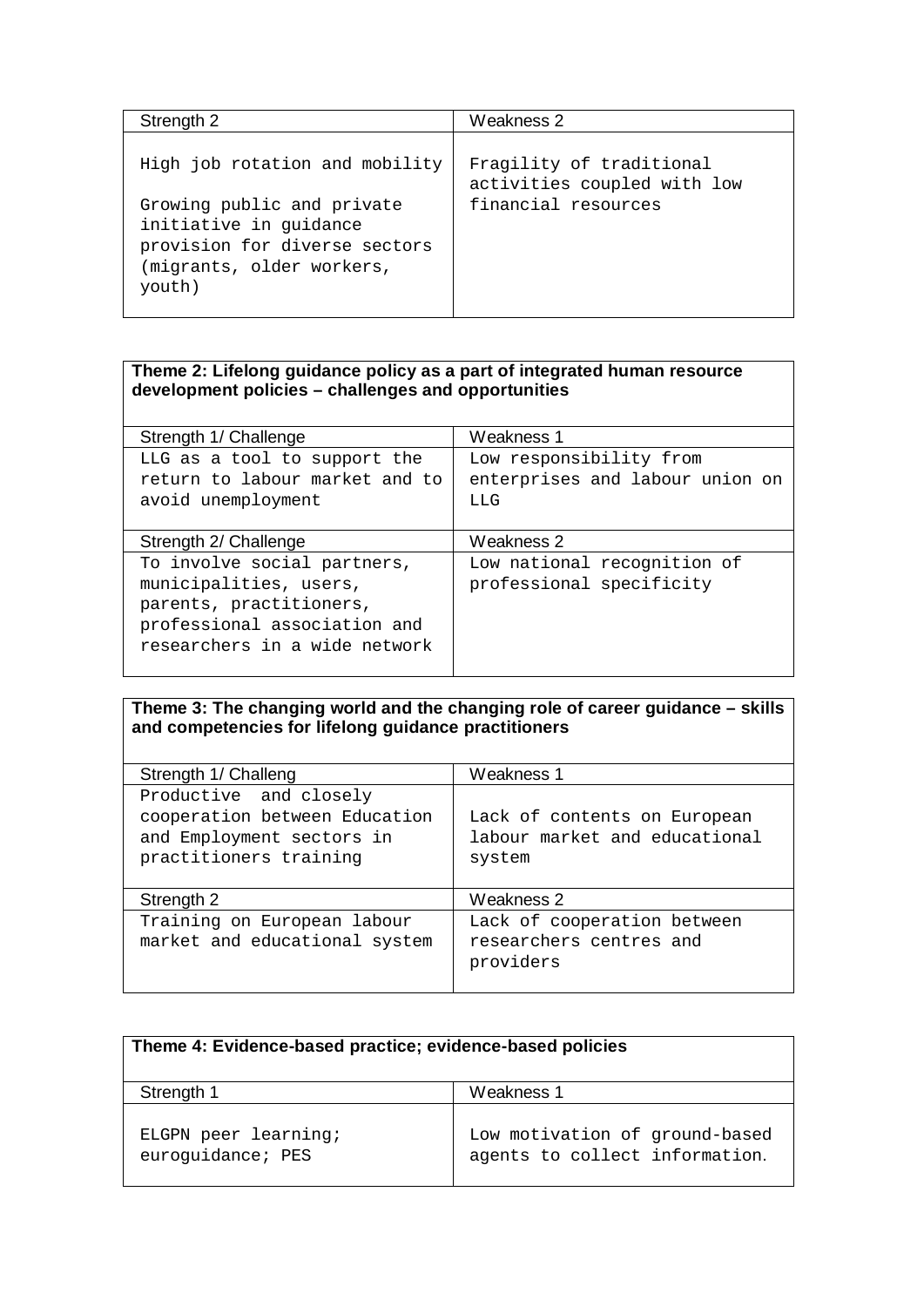| Strength 2 | Weakness 2 |
|---|---|
| High job rotation and mobility<br><br>Growing public and private initiative in guidance provision for diverse sectors (migrants, older workers, youth) | Fragility of traditional activities coupled with low financial resources |

| **Theme 2: Lifelong guidance policy as a part of integrated human resource development policies – challenges and opportunities** | |
|---|---|
| Strength 1/ Challenge | Weakness 1 |
| LLG as a tool to support the return to labour market and to avoid unemployment | Low responsibility from enterprises and labour union on LLG |
| Strength 2/ Challenge | Weakness 2 |
| To involve social partners, municipalities, users, parents, practitioners, professional association and researchers in a wide network | Low national recognition of professional specificity |

| **Theme 3: The changing world and the changing role of career guidance – skills and competencies for lifelong guidance practitioners** | |
|---|---|
| Strength 1/ Challeng | Weakness 1 |
| Productive and closely cooperation between Education and Employment sectors in practitioners training | Lack of contents on European labour market and educational system |
| Strength 2 | Weakness 2 |
| Training on European labour market and educational system | Lack of cooperation between researchers centres and providers |

| **Theme 4: Evidence-based practice; evidence-based policies** | |
|---|---|
| Strength 1 | Weakness 1 |
| ELGPN peer learning; euroguidance; PES | Low motivation of ground-based agents to collect information. |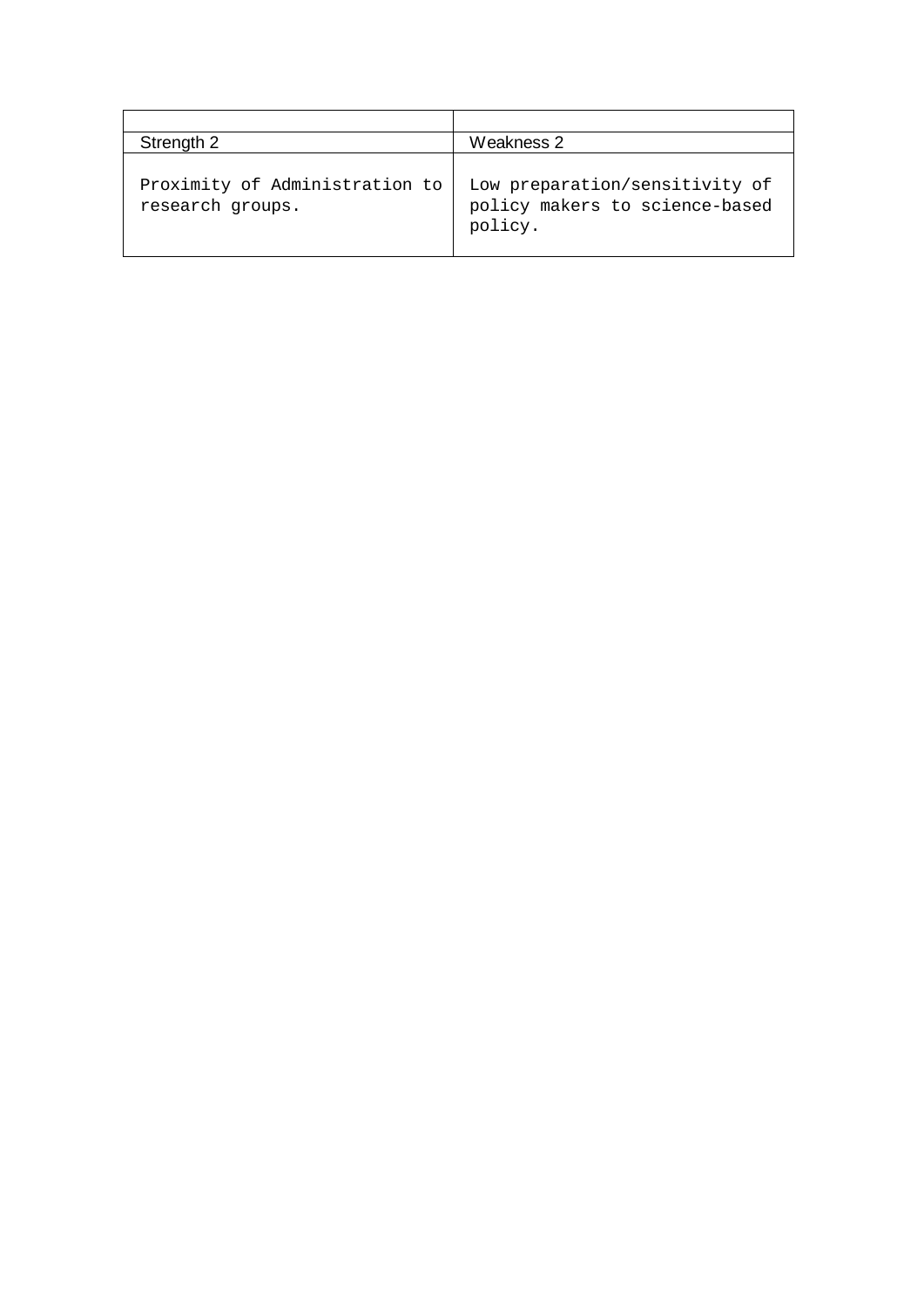| | |
|---|---|
| Strength 2 | Weakness 2 |
| Proximity of Administration to research groups. | Low preparation/sensitivity of policy makers to science-based policy. |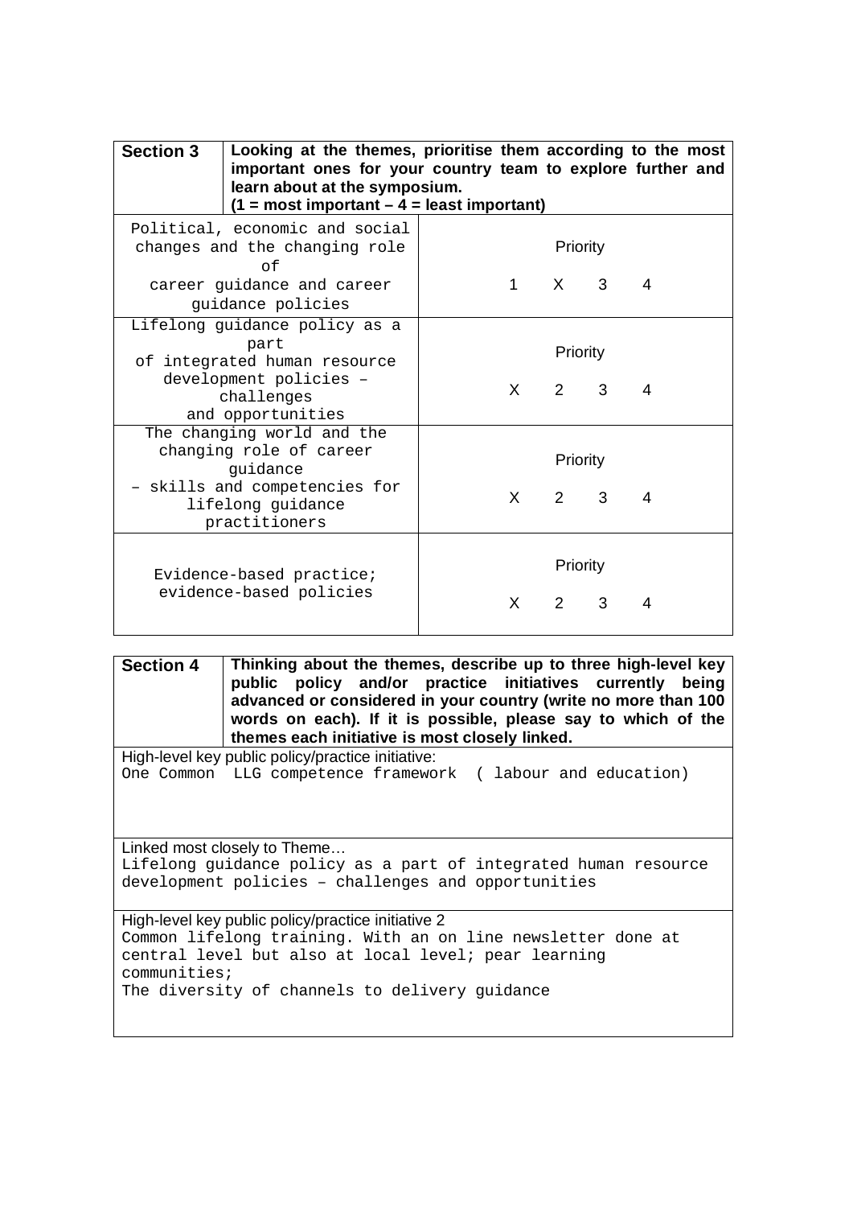| **Section 3** | **Looking at the themes, prioritise them according to the most important ones for your country team to explore further and learn about at the symposium. (1 = most important – 4 = least important)** |
|---|---|
| Political, economic and social changes and the changing role of career guidance and career guidance policies | Priority<br>1 X 3 4 |
| Lifelong guidance policy as a part of integrated human resource development policies – challenges and opportunities | Priority<br>X 2 3 4 |
| The changing world and the changing role of career guidance – skills and competencies for lifelong guidance practitioners | Priority<br>X 2 3 4 |
| Evidence-based practice; evidence-based policies | Priority<br>X 2 3 4 |

| **Section 4** | **Thinking about the themes, describe up to three high-level key public policy and/or practice initiatives currently being advanced or considered in your country (write no more than 100 words on each). If it is possible, please say to which of the themes each initiative is most closely linked.** |
|---|---|
| High-level key public policy/practice initiative:<br>One Common LLG competence framework ( labour and education) | |
| Linked most closely to Theme…<br>Lifelong guidance policy as a part of integrated human resource development policies – challenges and opportunities | |
| High-level key public policy/practice initiative 2<br>Common lifelong training. With an on line newsletter done at central level but also at local level; pear learning communities;<br>The diversity of channels to delivery guidance | |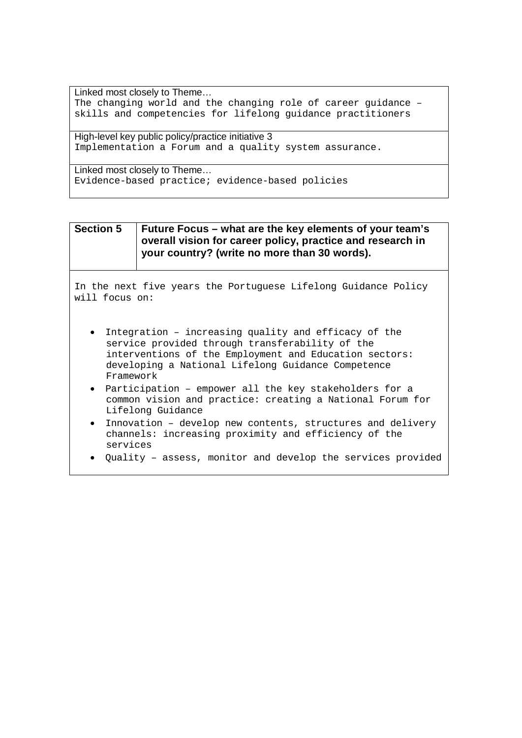Linked most closely to Theme…
The changing world and the changing role of career guidance – skills and competencies for lifelong guidance practitioners

High-level key public policy/practice initiative 3
Implementation a Forum and a quality system assurance.

Linked most closely to Theme…
Evidence-based practice; evidence-based policies

| **Section 5** | **Future Focus – what are the key elements of your team's overall vision for career policy, practice and research in your country? (write no more than 30 words).** |
|---|---|

In the next five years the Portuguese Lifelong Guidance Policy will focus on:

- Integration – increasing quality and efficacy of the service provided through transferability of the interventions of the Employment and Education sectors: developing a National Lifelong Guidance Competence Framework
- Participation – empower all the key stakeholders for a common vision and practice: creating a National Forum for Lifelong Guidance
- Innovation – develop new contents, structures and delivery channels: increasing proximity and efficiency of the services
- Quality – assess, monitor and develop the services provided